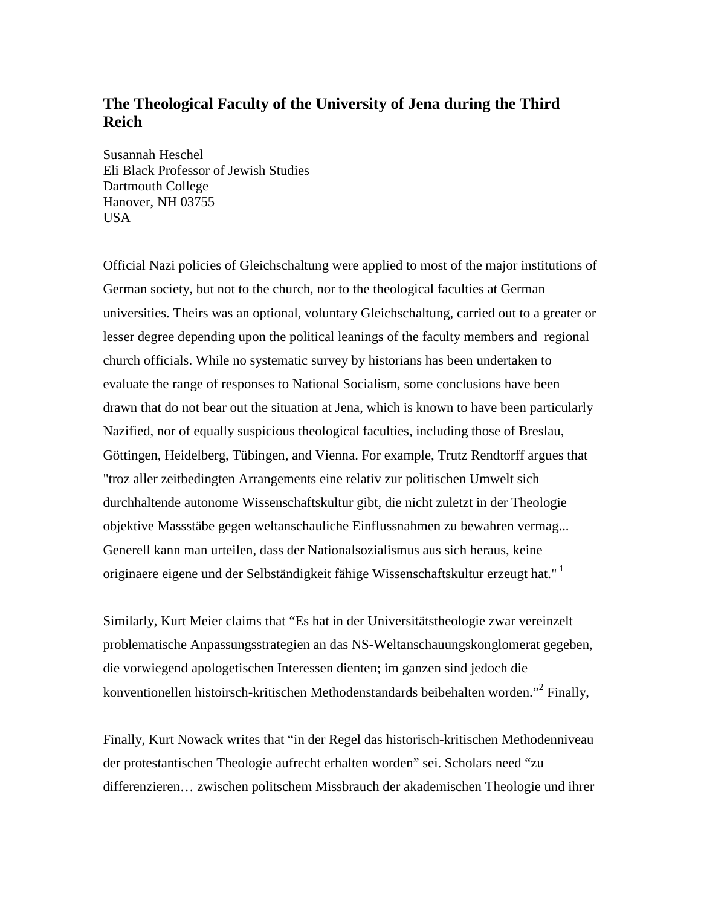# The Theological Faculty of the University of Jena during the Third Reich

Susannah Heschel
Eli Black Professor of Jewish Studies
Dartmouth College
Hanover, NH 03755
USA

Official Nazi policies of Gleichschaltung were applied to most of the major institutions of German society, but not to the church, nor to the theological faculties at German universities. Theirs was an optional, voluntary Gleichschaltung, carried out to a greater or lesser degree depending upon the political leanings of the faculty members and regional church officials. While no systematic survey by historians has been undertaken to evaluate the range of responses to National Socialism, some conclusions have been drawn that do not bear out the situation at Jena, which is known to have been particularly Nazified, nor of equally suspicious theological faculties, including those of Breslau, Göttingen, Heidelberg, Tübingen, and Vienna. For example, Trutz Rendtorff argues that "troz aller zeitbedingten Arrangements eine relativ zur politischen Umwelt sich durchhaltende autonome Wissenschaftskultur gibt, die nicht zuletzt in der Theologie objektive Massstäbe gegen weltanschauliche Einflussnahmen zu bewahren vermag... Generell kann man urteilen, dass der Nationalsozialismus aus sich heraus, keine originaere eigene und der Selbständigkeit fähige Wissenschaftskultur erzeugt hat." [1]

Similarly, Kurt Meier claims that "Es hat in der Universitätstheologie zwar vereinzelt problematische Anpassungsstrategien an das NS-Weltanschauungskonglomerat gegeben, die vorwiegend apologetischen Interessen dienten; im ganzen sind jedoch die konventionellen histoirsch-kritischen Methodenstandards beibehalten worden."[2] Finally,

Finally, Kurt Nowack writes that "in der Regel das historisch-kritischen Methodenniveau der protestantischen Theologie aufrecht erhalten worden" sei. Scholars need "zu differenzieren… zwischen politschem Missbrauch der akademischen Theologie und ihrer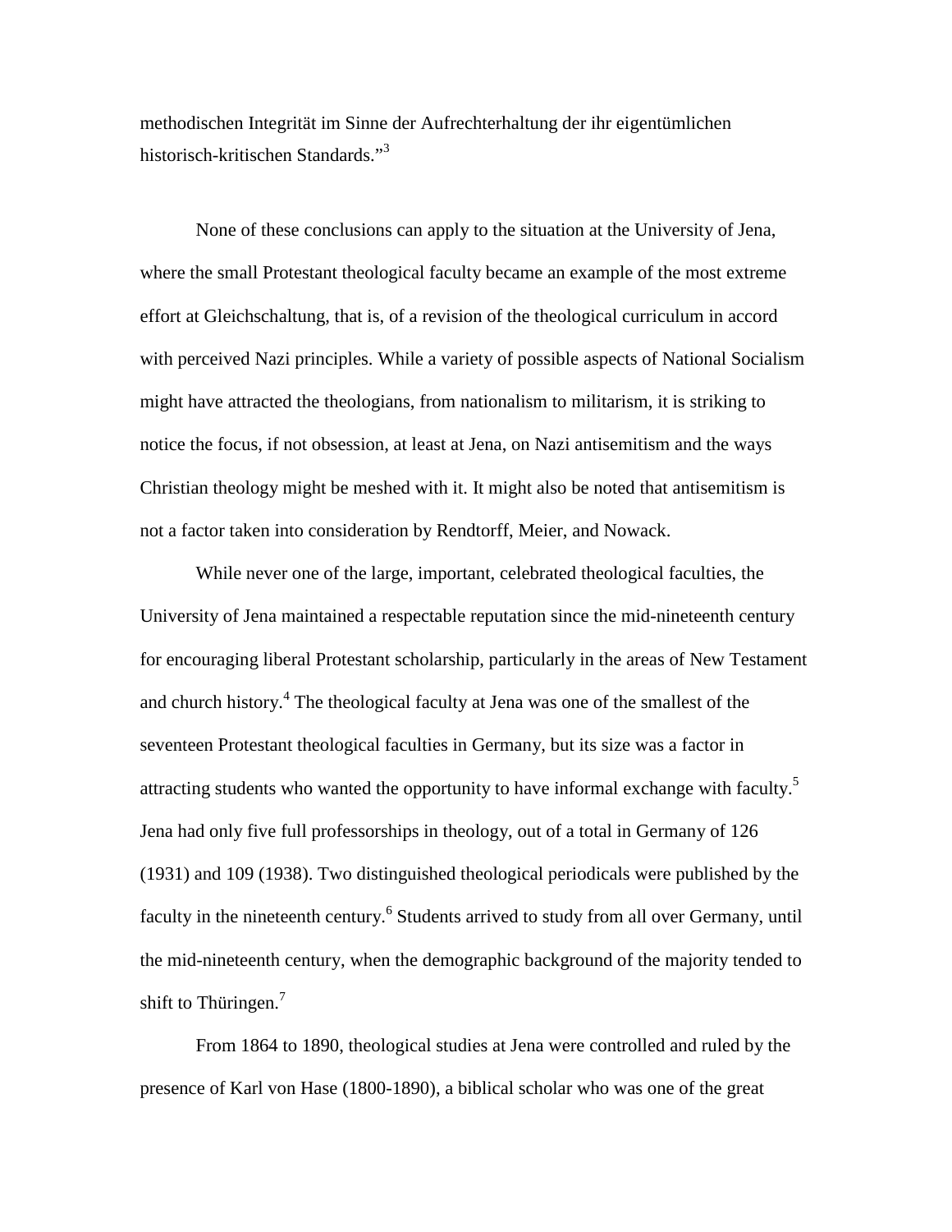methodischen Integrität im Sinne der Aufrechterhaltung der ihr eigentümlichen historisch-kritischen Standards."[3]

None of these conclusions can apply to the situation at the University of Jena, where the small Protestant theological faculty became an example of the most extreme effort at Gleichschaltung, that is, of a revision of the theological curriculum in accord with perceived Nazi principles. While a variety of possible aspects of National Socialism might have attracted the theologians, from nationalism to militarism, it is striking to notice the focus, if not obsession, at least at Jena, on Nazi antisemitism and the ways Christian theology might be meshed with it. It might also be noted that antisemitism is not a factor taken into consideration by Rendtorff, Meier, and Nowack.

While never one of the large, important, celebrated theological faculties, the University of Jena maintained a respectable reputation since the mid-nineteenth century for encouraging liberal Protestant scholarship, particularly in the areas of New Testament and church history.[4] The theological faculty at Jena was one of the smallest of the seventeen Protestant theological faculties in Germany, but its size was a factor in attracting students who wanted the opportunity to have informal exchange with faculty.[5] Jena had only five full professorships in theology, out of a total in Germany of 126 (1931) and 109 (1938). Two distinguished theological periodicals were published by the faculty in the nineteenth century.[6] Students arrived to study from all over Germany, until the mid-nineteenth century, when the demographic background of the majority tended to shift to Thüringen.[7]

From 1864 to 1890, theological studies at Jena were controlled and ruled by the presence of Karl von Hase (1800-1890), a biblical scholar who was one of the great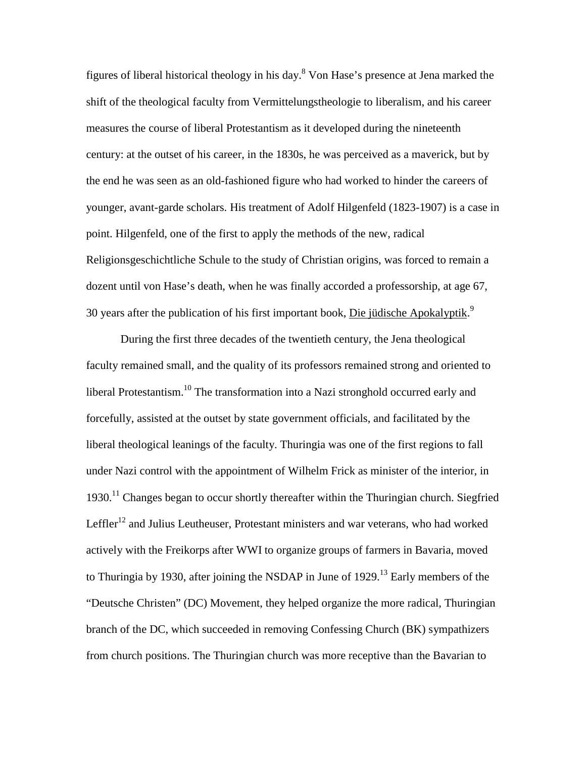figures of liberal historical theology in his day.[8] Von Hase's presence at Jena marked the shift of the theological faculty from Vermittelungstheologie to liberalism, and his career measures the course of liberal Protestantism as it developed during the nineteenth century: at the outset of his career, in the 1830s, he was perceived as a maverick, but by the end he was seen as an old-fashioned figure who had worked to hinder the careers of younger, avant-garde scholars. His treatment of Adolf Hilgenfeld (1823-1907) is a case in point. Hilgenfeld, one of the first to apply the methods of the new, radical Religionsgeschichtliche Schule to the study of Christian origins, was forced to remain a dozent until von Hase's death, when he was finally accorded a professorship, at age 67, 30 years after the publication of his first important book, Die jüdische Apokalyptik.[9]

During the first three decades of the twentieth century, the Jena theological faculty remained small, and the quality of its professors remained strong and oriented to liberal Protestantism.[10] The transformation into a Nazi stronghold occurred early and forcefully, assisted at the outset by state government officials, and facilitated by the liberal theological leanings of the faculty. Thuringia was one of the first regions to fall under Nazi control with the appointment of Wilhelm Frick as minister of the interior, in 1930.[11] Changes began to occur shortly thereafter within the Thuringian church. Siegfried Leffler[12] and Julius Leutheuser, Protestant ministers and war veterans, who had worked actively with the Freikorps after WWI to organize groups of farmers in Bavaria, moved to Thuringia by 1930, after joining the NSDAP in June of 1929.[13] Early members of the "Deutsche Christen" (DC) Movement, they helped organize the more radical, Thuringian branch of the DC, which succeeded in removing Confessing Church (BK) sympathizers from church positions. The Thuringian church was more receptive than the Bavarian to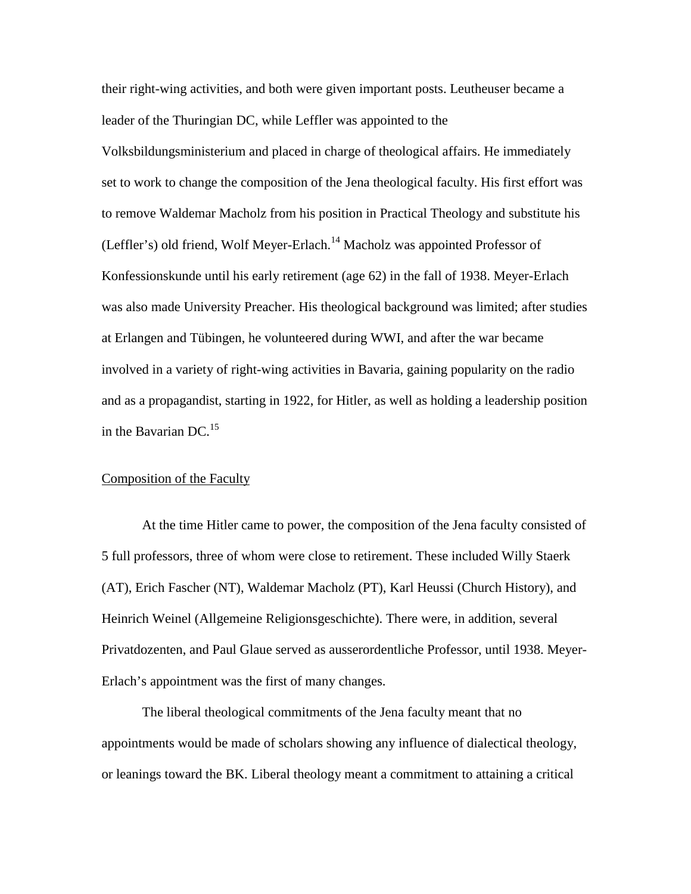their right-wing activities, and both were given important posts. Leutheuser became a leader of the Thuringian DC, while Leffler was appointed to the Volksbildungsministerium and placed in charge of theological affairs. He immediately set to work to change the composition of the Jena theological faculty. His first effort was to remove Waldemar Macholz from his position in Practical Theology and substitute his (Leffler's) old friend, Wolf Meyer-Erlach.[14] Macholz was appointed Professor of Konfessionskunde until his early retirement (age 62) in the fall of 1938. Meyer-Erlach was also made University Preacher. His theological background was limited; after studies at Erlangen and Tübingen, he volunteered during WWI, and after the war became involved in a variety of right-wing activities in Bavaria, gaining popularity on the radio and as a propagandist, starting in 1922, for Hitler, as well as holding a leadership position in the Bavarian DC.[15]

## Composition of the Faculty

At the time Hitler came to power, the composition of the Jena faculty consisted of 5 full professors, three of whom were close to retirement. These included Willy Staerk (AT), Erich Fascher (NT), Waldemar Macholz (PT), Karl Heussi (Church History), and Heinrich Weinel (Allgemeine Religionsgeschichte). There were, in addition, several Privatdozenten, and Paul Glaue served as ausserordentliche Professor, until 1938. Meyer-Erlach's appointment was the first of many changes.

The liberal theological commitments of the Jena faculty meant that no appointments would be made of scholars showing any influence of dialectical theology, or leanings toward the BK. Liberal theology meant a commitment to attaining a critical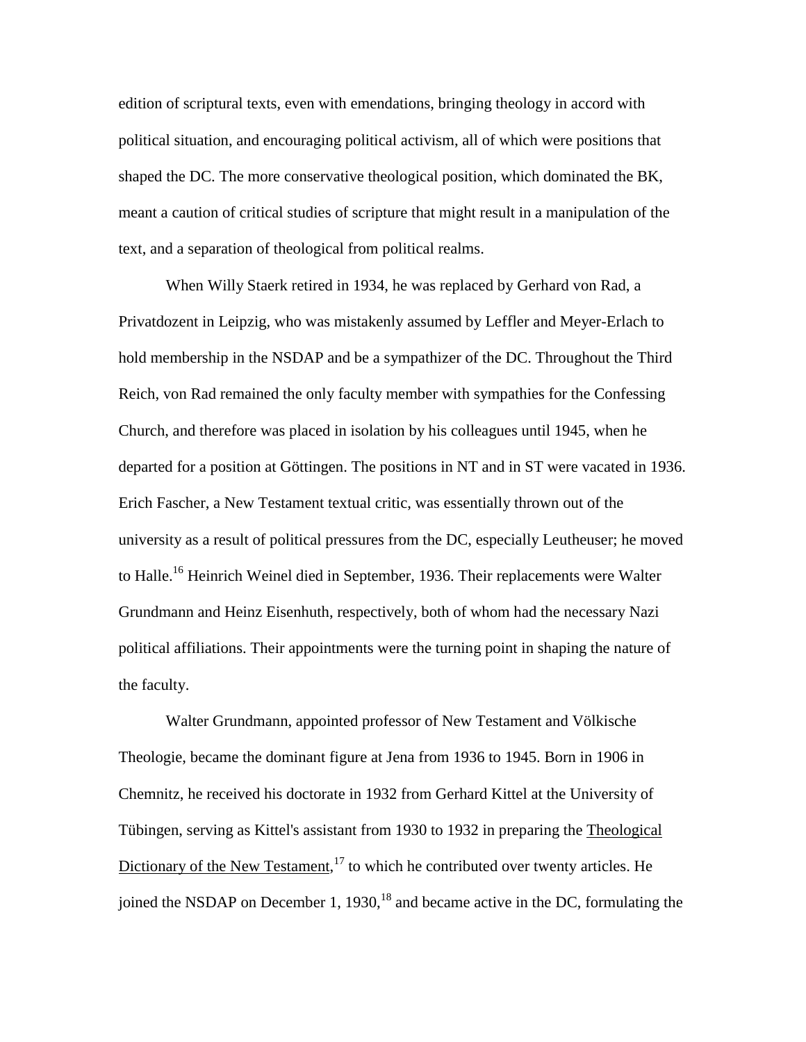edition of scriptural texts, even with emendations, bringing theology in accord with political situation, and encouraging political activism, all of which were positions that shaped the DC. The more conservative theological position, which dominated the BK, meant a caution of critical studies of scripture that might result in a manipulation of the text, and a separation of theological from political realms.

When Willy Staerk retired in 1934, he was replaced by Gerhard von Rad, a Privatdozent in Leipzig, who was mistakenly assumed by Leffler and Meyer-Erlach to hold membership in the NSDAP and be a sympathizer of the DC. Throughout the Third Reich, von Rad remained the only faculty member with sympathies for the Confessing Church, and therefore was placed in isolation by his colleagues until 1945, when he departed for a position at Göttingen. The positions in NT and in ST were vacated in 1936. Erich Fascher, a New Testament textual critic, was essentially thrown out of the university as a result of political pressures from the DC, especially Leutheuser; he moved to Halle.[16] Heinrich Weinel died in September, 1936. Their replacements were Walter Grundmann and Heinz Eisenhuth, respectively, both of whom had the necessary Nazi political affiliations. Their appointments were the turning point in shaping the nature of the faculty.

Walter Grundmann, appointed professor of New Testament and Völkische Theologie, became the dominant figure at Jena from 1936 to 1945. Born in 1906 in Chemnitz, he received his doctorate in 1932 from Gerhard Kittel at the University of Tübingen, serving as Kittel's assistant from 1930 to 1932 in preparing the <u>Theological Dictionary of the New Testament</u>,[17] to which he contributed over twenty articles. He joined the NSDAP on December 1, 1930,[18] and became active in the DC, formulating the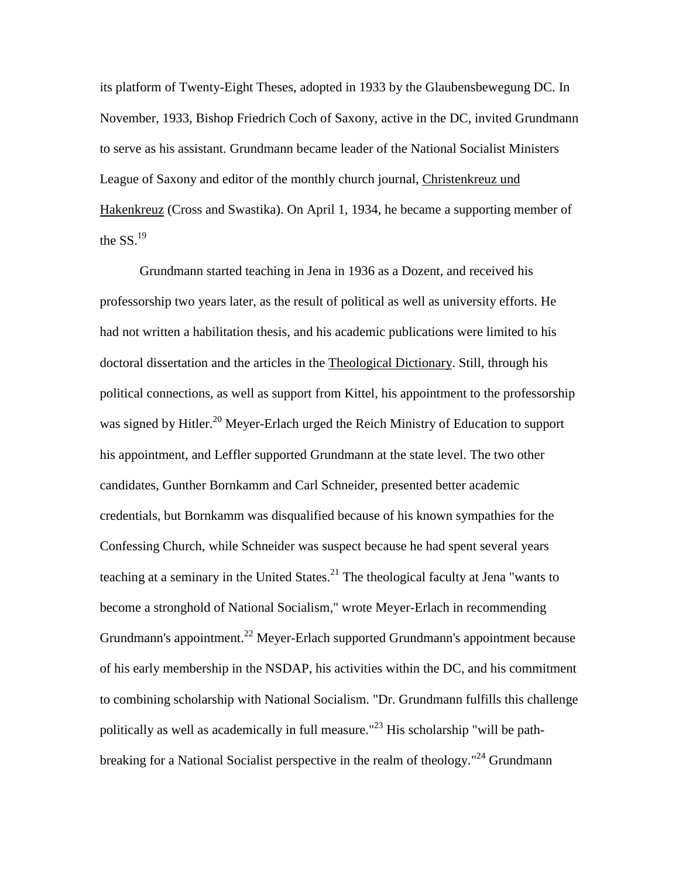its platform of Twenty-Eight Theses, adopted in 1933 by the Glaubensbewegung DC. In November, 1933, Bishop Friedrich Coch of Saxony, active in the DC, invited Grundmann to serve as his assistant. Grundmann became leader of the National Socialist Ministers League of Saxony and editor of the monthly church journal, Christenkreuz und Hakenkreuz (Cross and Swastika). On April 1, 1934, he became a supporting member of the SS.[19]

Grundmann started teaching in Jena in 1936 as a Dozent, and received his professorship two years later, as the result of political as well as university efforts. He had not written a habilitation thesis, and his academic publications were limited to his doctoral dissertation and the articles in the Theological Dictionary. Still, through his political connections, as well as support from Kittel, his appointment to the professorship was signed by Hitler.[20] Meyer-Erlach urged the Reich Ministry of Education to support his appointment, and Leffler supported Grundmann at the state level. The two other candidates, Gunther Bornkamm and Carl Schneider, presented better academic credentials, but Bornkamm was disqualified because of his known sympathies for the Confessing Church, while Schneider was suspect because he had spent several years teaching at a seminary in the United States.[21] The theological faculty at Jena "wants to become a stronghold of National Socialism," wrote Meyer-Erlach in recommending Grundmann's appointment.[22] Meyer-Erlach supported Grundmann's appointment because of his early membership in the NSDAP, his activities within the DC, and his commitment to combining scholarship with National Socialism. "Dr. Grundmann fulfills this challenge politically as well as academically in full measure."[23] His scholarship "will be path-breaking for a National Socialist perspective in the realm of theology."[24] Grundmann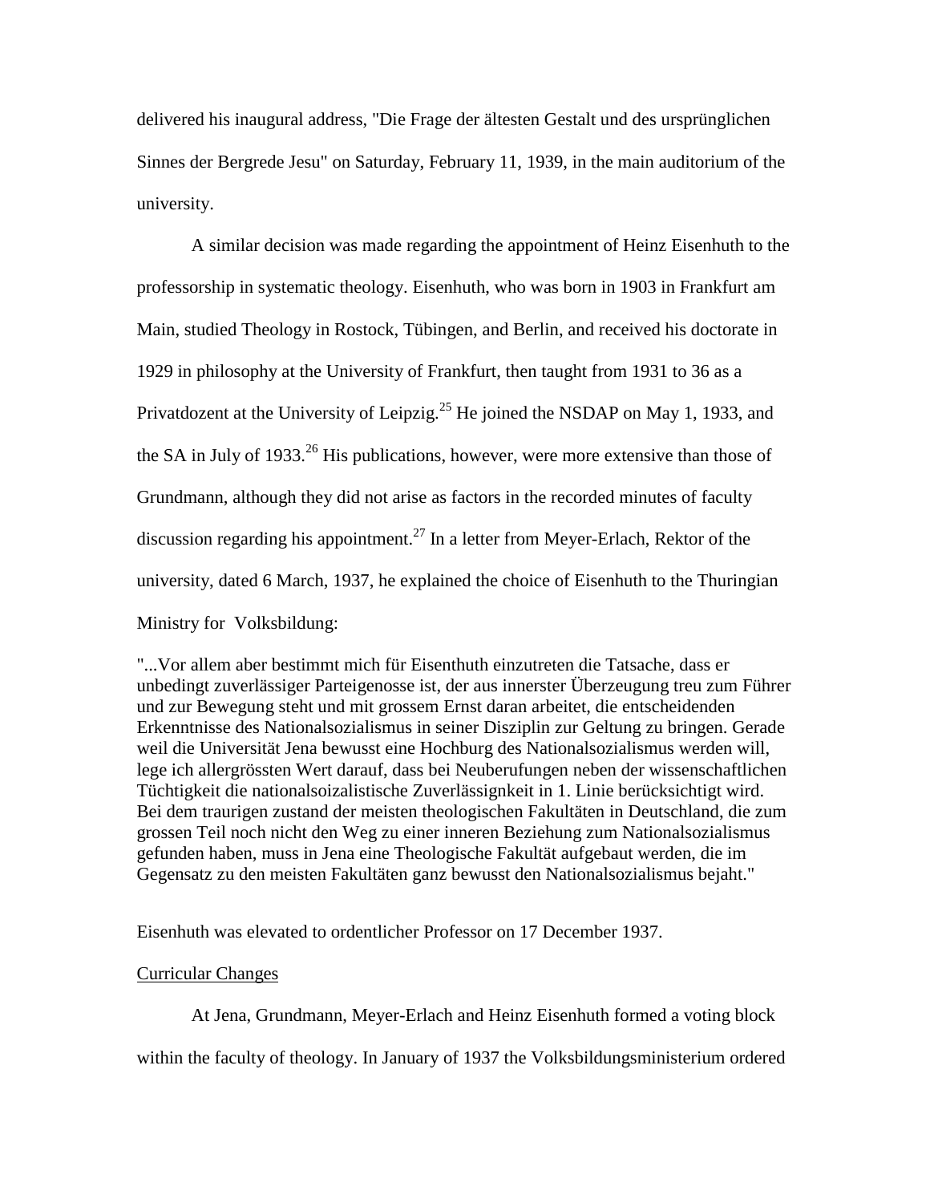delivered his inaugural address, "Die Frage der ältesten Gestalt und des ursprünglichen Sinnes der Bergrede Jesu" on Saturday, February 11, 1939, in the main auditorium of the university.

A similar decision was made regarding the appointment of Heinz Eisenhuth to the professorship in systematic theology. Eisenhuth, who was born in 1903 in Frankfurt am Main, studied Theology in Rostock, Tübingen, and Berlin, and received his doctorate in 1929 in philosophy at the University of Frankfurt, then taught from 1931 to 36 as a Privatdozent at the University of Leipzig.[25] He joined the NSDAP on May 1, 1933, and the SA in July of 1933.[26] His publications, however, were more extensive than those of Grundmann, although they did not arise as factors in the recorded minutes of faculty discussion regarding his appointment.[27] In a letter from Meyer-Erlach, Rektor of the university, dated 6 March, 1937, he explained the choice of Eisenhuth to the Thuringian Ministry for Volksbildung:

"...Vor allem aber bestimmt mich für Eisenthuth einzutreten die Tatsache, dass er unbedingt zuverlässiger Parteigenosse ist, der aus innerster Überzeugung treu zum Führer und zur Bewegung steht und mit grossem Ernst daran arbeitet, die entscheidenden Erkenntnisse des Nationalsozialismus in seiner Disziplin zur Geltung zu bringen. Gerade weil die Universität Jena bewusst eine Hochburg des Nationalsozialismus werden will, lege ich allergrössten Wert darauf, dass bei Neuberufungen neben der wissenschaftlichen Tüchtigkeit die nationalsoizalistische Zuverlässignkeit in 1. Linie berücksichtigt wird. Bei dem traurigen zustand der meisten theologischen Fakultäten in Deutschland, die zum grossen Teil noch nicht den Weg zu einer inneren Beziehung zum Nationalsozialismus gefunden haben, muss in Jena eine Theologische Fakultät aufgebaut werden, die im Gegensatz zu den meisten Fakultäten ganz bewusst den Nationalsozialismus bejaht."

Eisenhuth was elevated to ordentlicher Professor on 17 December 1937.

## Curricular Changes

At Jena, Grundmann, Meyer-Erlach and Heinz Eisenhuth formed a voting block within the faculty of theology. In January of 1937 the Volksbildungsministerium ordered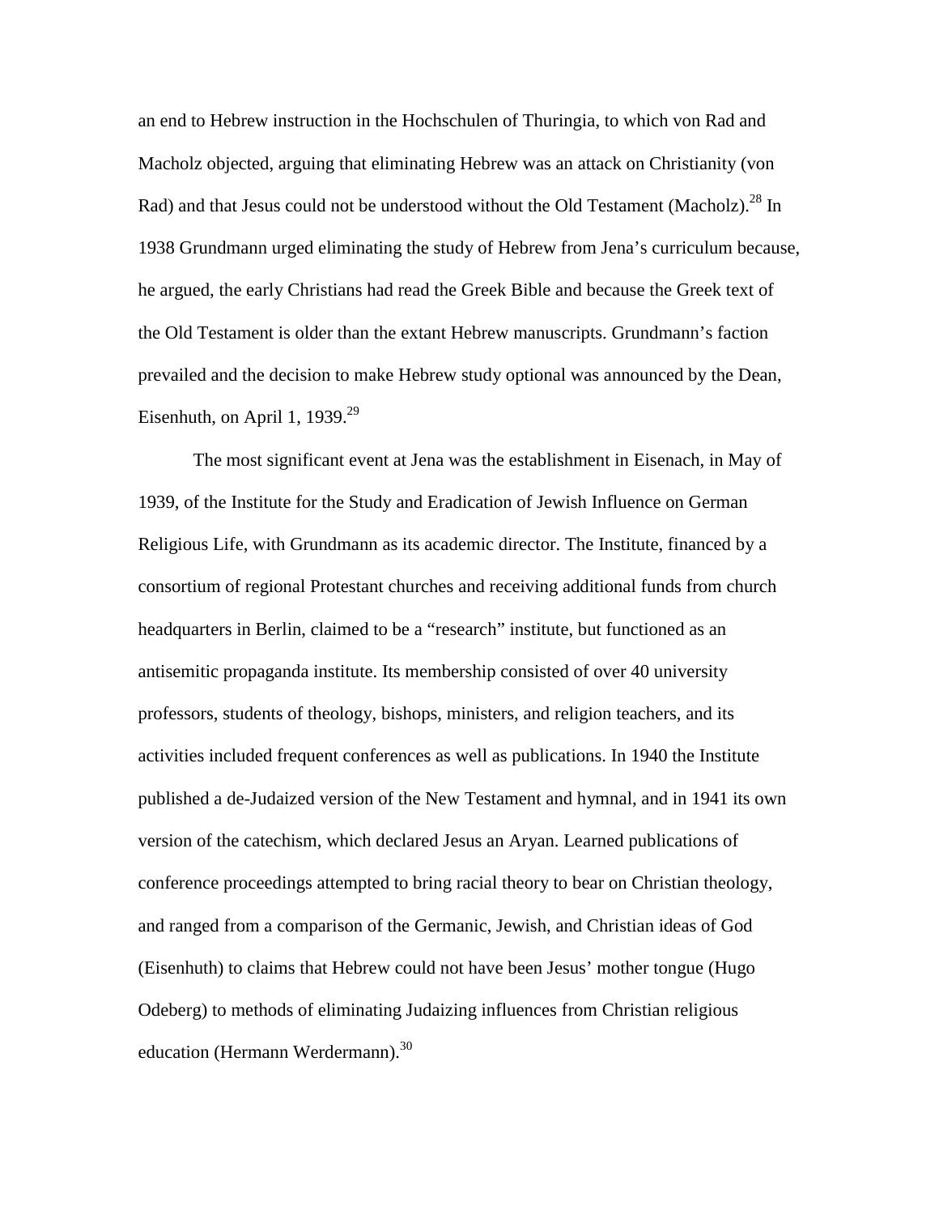an end to Hebrew instruction in the Hochschulen of Thuringia, to which von Rad and Macholz objected, arguing that eliminating Hebrew was an attack on Christianity (von Rad) and that Jesus could not be understood without the Old Testament (Macholz).[28] In 1938 Grundmann urged eliminating the study of Hebrew from Jena's curriculum because, he argued, the early Christians had read the Greek Bible and because the Greek text of the Old Testament is older than the extant Hebrew manuscripts. Grundmann's faction prevailed and the decision to make Hebrew study optional was announced by the Dean, Eisenhuth, on April 1, 1939.[29]

The most significant event at Jena was the establishment in Eisenach, in May of 1939, of the Institute for the Study and Eradication of Jewish Influence on German Religious Life, with Grundmann as its academic director. The Institute, financed by a consortium of regional Protestant churches and receiving additional funds from church headquarters in Berlin, claimed to be a "research" institute, but functioned as an antisemitic propaganda institute. Its membership consisted of over 40 university professors, students of theology, bishops, ministers, and religion teachers, and its activities included frequent conferences as well as publications. In 1940 the Institute published a de-Judaized version of the New Testament and hymnal, and in 1941 its own version of the catechism, which declared Jesus an Aryan. Learned publications of conference proceedings attempted to bring racial theory to bear on Christian theology, and ranged from a comparison of the Germanic, Jewish, and Christian ideas of God (Eisenhuth) to claims that Hebrew could not have been Jesus' mother tongue (Hugo Odeberg) to methods of eliminating Judaizing influences from Christian religious education (Hermann Werdermann).[30]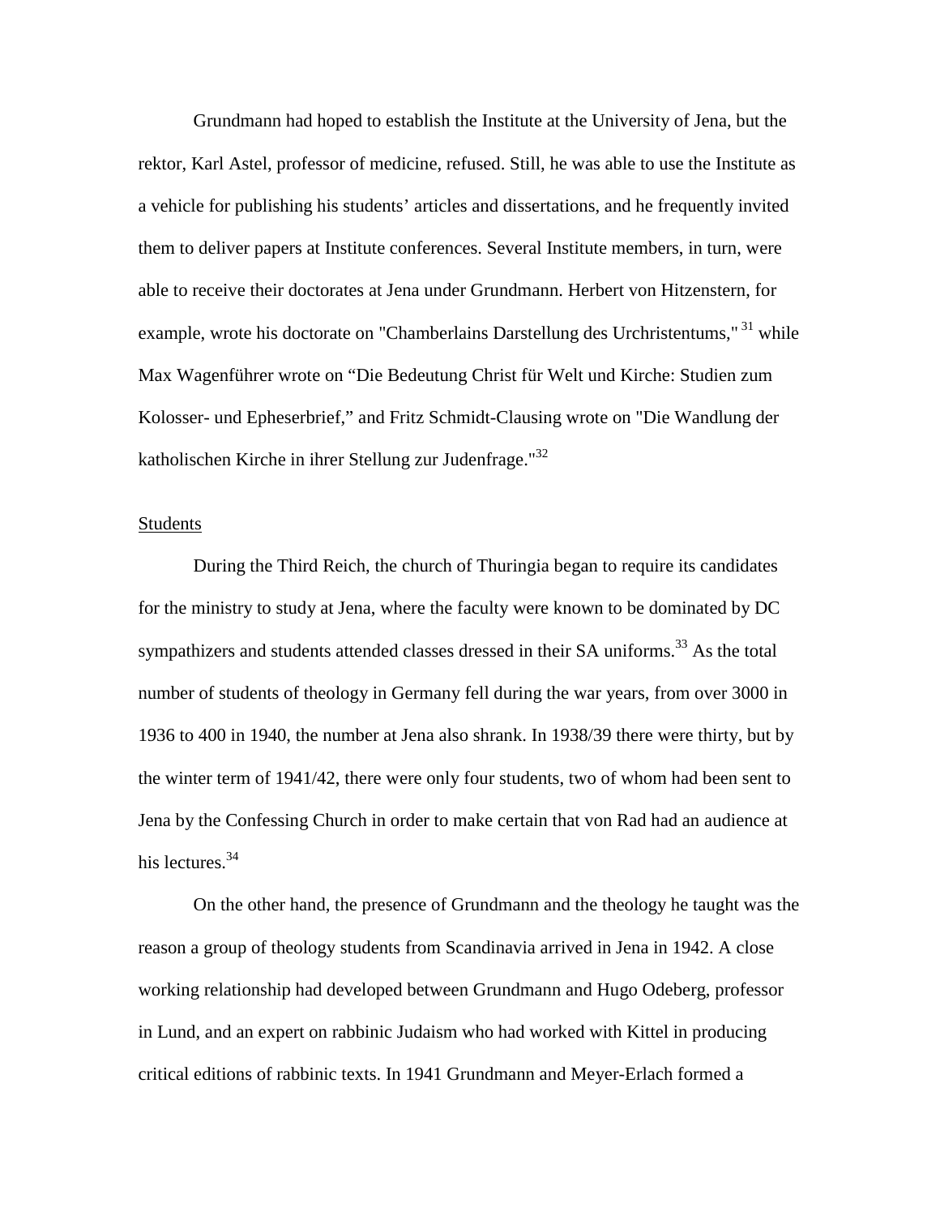Grundmann had hoped to establish the Institute at the University of Jena, but the rektor, Karl Astel, professor of medicine, refused. Still, he was able to use the Institute as a vehicle for publishing his students' articles and dissertations, and he frequently invited them to deliver papers at Institute conferences. Several Institute members, in turn, were able to receive their doctorates at Jena under Grundmann. Herbert von Hitzenstern, for example, wrote his doctorate on "Chamberlains Darstellung des Urchristentums," [31] while Max Wagenführer wrote on "Die Bedeutung Christ für Welt und Kirche: Studien zum Kolosser- und Epheserbrief," and Fritz Schmidt-Clausing wrote on "Die Wandlung der katholischen Kirche in ihrer Stellung zur Judenfrage."[32]

Students

During the Third Reich, the church of Thuringia began to require its candidates for the ministry to study at Jena, where the faculty were known to be dominated by DC sympathizers and students attended classes dressed in their SA uniforms.[33] As the total number of students of theology in Germany fell during the war years, from over 3000 in 1936 to 400 in 1940, the number at Jena also shrank. In 1938/39 there were thirty, but by the winter term of 1941/42, there were only four students, two of whom had been sent to Jena by the Confessing Church in order to make certain that von Rad had an audience at his lectures.[34]

On the other hand, the presence of Grundmann and the theology he taught was the reason a group of theology students from Scandinavia arrived in Jena in 1942. A close working relationship had developed between Grundmann and Hugo Odeberg, professor in Lund, and an expert on rabbinic Judaism who had worked with Kittel in producing critical editions of rabbinic texts. In 1941 Grundmann and Meyer-Erlach formed a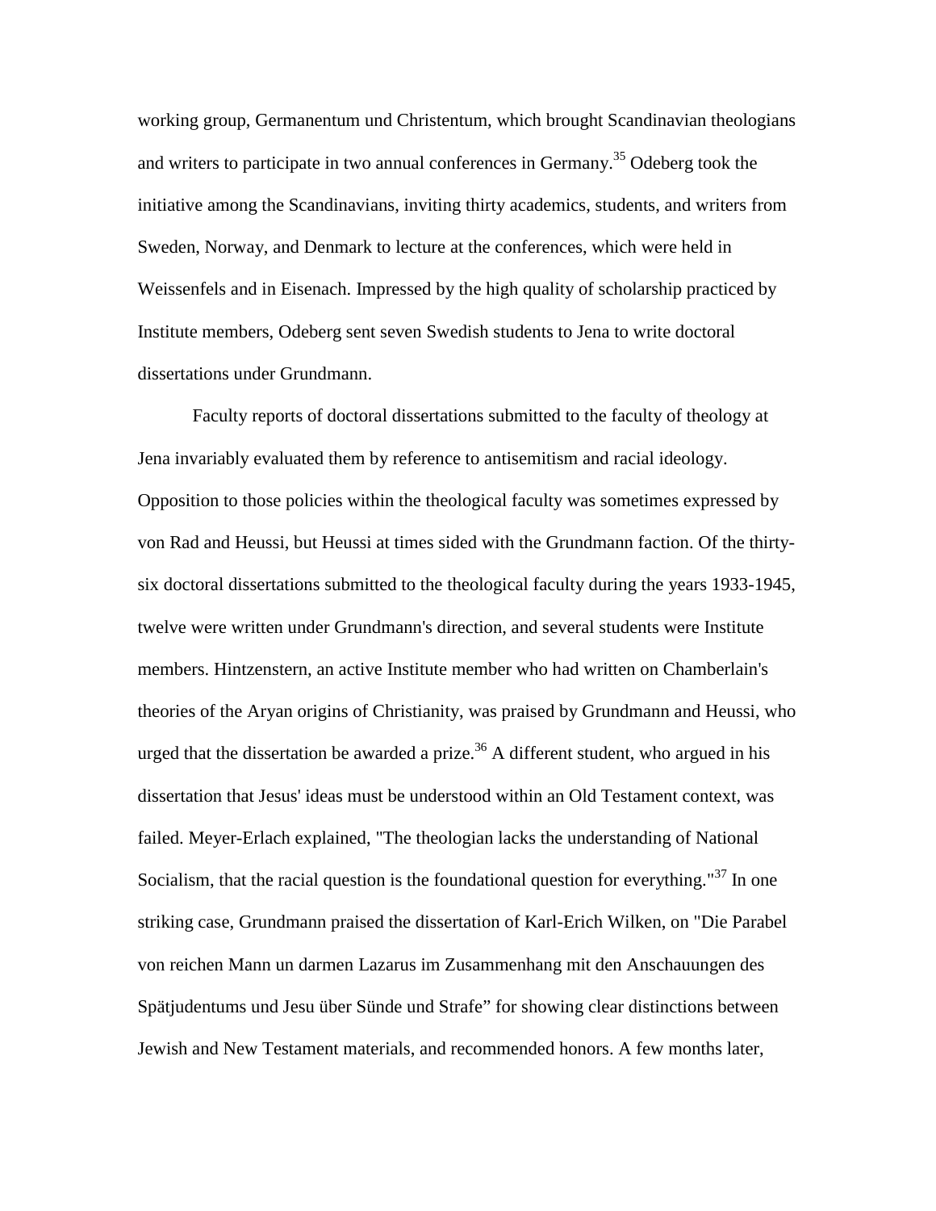working group, Germanentum und Christentum, which brought Scandinavian theologians and writers to participate in two annual conferences in Germany.[35] Odeberg took the initiative among the Scandinavians, inviting thirty academics, students, and writers from Sweden, Norway, and Denmark to lecture at the conferences, which were held in Weissenfels and in Eisenach. Impressed by the high quality of scholarship practiced by Institute members, Odeberg sent seven Swedish students to Jena to write doctoral dissertations under Grundmann.

Faculty reports of doctoral dissertations submitted to the faculty of theology at Jena invariably evaluated them by reference to antisemitism and racial ideology. Opposition to those policies within the theological faculty was sometimes expressed by von Rad and Heussi, but Heussi at times sided with the Grundmann faction. Of the thirty-six doctoral dissertations submitted to the theological faculty during the years 1933-1945, twelve were written under Grundmann's direction, and several students were Institute members. Hintzenstern, an active Institute member who had written on Chamberlain's theories of the Aryan origins of Christianity, was praised by Grundmann and Heussi, who urged that the dissertation be awarded a prize.[36] A different student, who argued in his dissertation that Jesus' ideas must be understood within an Old Testament context, was failed. Meyer-Erlach explained, "The theologian lacks the understanding of National Socialism, that the racial question is the foundational question for everything."[37] In one striking case, Grundmann praised the dissertation of Karl-Erich Wilken, on "Die Parabel von reichen Mann un darmen Lazarus im Zusammenhang mit den Anschauungen des Spätjudentums und Jesu über Sünde und Strafe" for showing clear distinctions between Jewish and New Testament materials, and recommended honors. A few months later,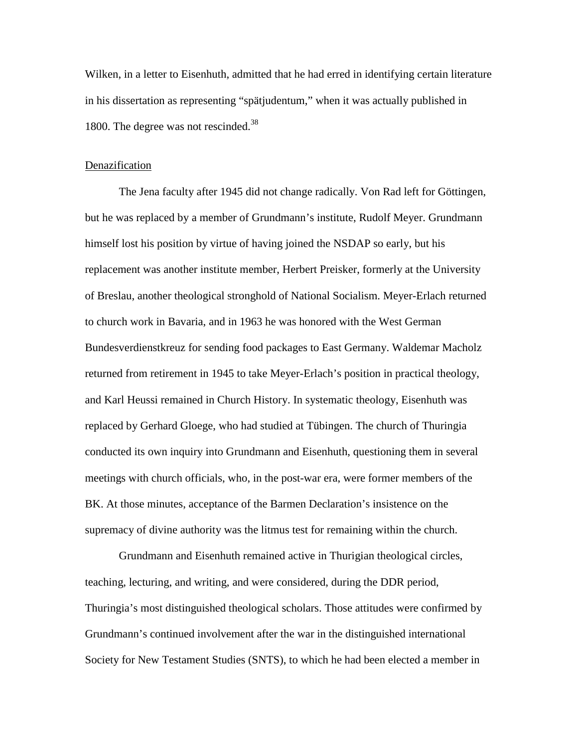Wilken, in a letter to Eisenhuth, admitted that he had erred in identifying certain literature in his dissertation as representing "spätjudentum," when it was actually published in 1800. The degree was not rescinded.[38]

## Denazification

The Jena faculty after 1945 did not change radically. Von Rad left for Göttingen, but he was replaced by a member of Grundmann's institute, Rudolf Meyer. Grundmann himself lost his position by virtue of having joined the NSDAP so early, but his replacement was another institute member, Herbert Preisker, formerly at the University of Breslau, another theological stronghold of National Socialism. Meyer-Erlach returned to church work in Bavaria, and in 1963 he was honored with the West German Bundesverdienstkreuz for sending food packages to East Germany. Waldemar Macholz returned from retirement in 1945 to take Meyer-Erlach's position in practical theology, and Karl Heussi remained in Church History. In systematic theology, Eisenhuth was replaced by Gerhard Gloege, who had studied at Tübingen. The church of Thuringia conducted its own inquiry into Grundmann and Eisenhuth, questioning them in several meetings with church officials, who, in the post-war era, were former members of the BK. At those minutes, acceptance of the Barmen Declaration's insistence on the supremacy of divine authority was the litmus test for remaining within the church.

Grundmann and Eisenhuth remained active in Thurigian theological circles, teaching, lecturing, and writing, and were considered, during the DDR period, Thuringia's most distinguished theological scholars. Those attitudes were confirmed by Grundmann's continued involvement after the war in the distinguished international Society for New Testament Studies (SNTS), to which he had been elected a member in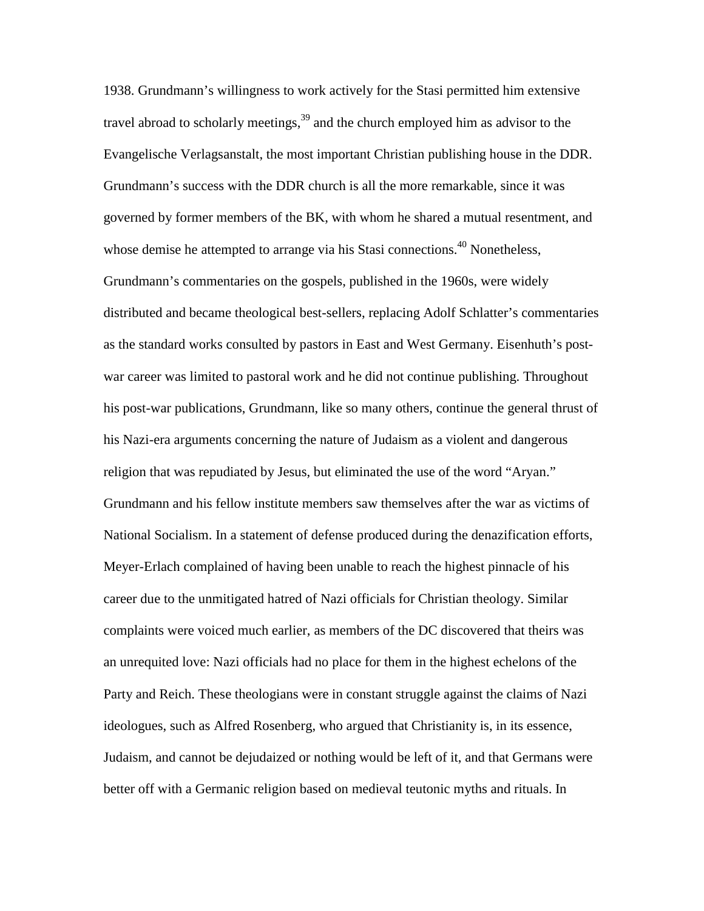1938. Grundmann's willingness to work actively for the Stasi permitted him extensive travel abroad to scholarly meetings,[39] and the church employed him as advisor to the Evangelische Verlagsanstalt, the most important Christian publishing house in the DDR. Grundmann's success with the DDR church is all the more remarkable, since it was governed by former members of the BK, with whom he shared a mutual resentment, and whose demise he attempted to arrange via his Stasi connections.[40] Nonetheless, Grundmann's commentaries on the gospels, published in the 1960s, were widely distributed and became theological best-sellers, replacing Adolf Schlatter's commentaries as the standard works consulted by pastors in East and West Germany. Eisenhuth's post-war career was limited to pastoral work and he did not continue publishing. Throughout his post-war publications, Grundmann, like so many others, continue the general thrust of his Nazi-era arguments concerning the nature of Judaism as a violent and dangerous religion that was repudiated by Jesus, but eliminated the use of the word "Aryan." Grundmann and his fellow institute members saw themselves after the war as victims of National Socialism. In a statement of defense produced during the denazification efforts, Meyer-Erlach complained of having been unable to reach the highest pinnacle of his career due to the unmitigated hatred of Nazi officials for Christian theology. Similar complaints were voiced much earlier, as members of the DC discovered that theirs was an unrequited love: Nazi officials had no place for them in the highest echelons of the Party and Reich. These theologians were in constant struggle against the claims of Nazi ideologues, such as Alfred Rosenberg, who argued that Christianity is, in its essence, Judaism, and cannot be dejudaized or nothing would be left of it, and that Germans were better off with a Germanic religion based on medieval teutonic myths and rituals. In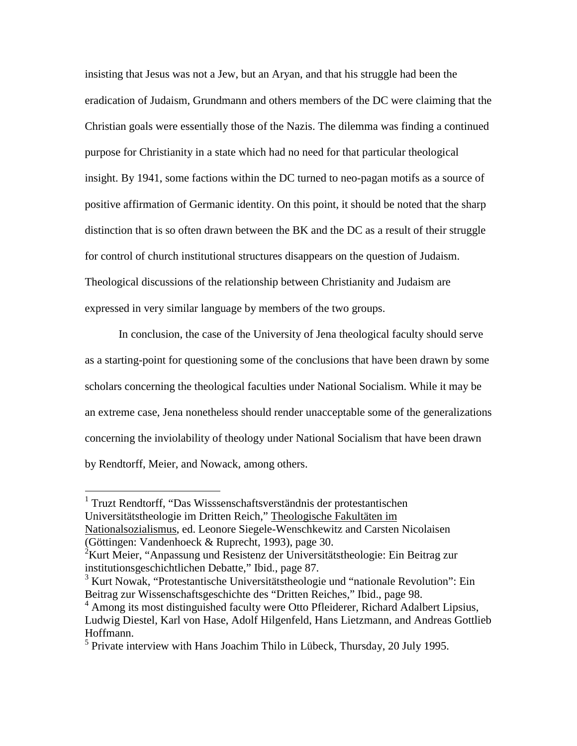insisting that Jesus was not a Jew, but an Aryan, and that his struggle had been the eradication of Judaism, Grundmann and others members of the DC were claiming that the Christian goals were essentially those of the Nazis. The dilemma was finding a continued purpose for Christianity in a state which had no need for that particular theological insight. By 1941, some factions within the DC turned to neo-pagan motifs as a source of positive affirmation of Germanic identity. On this point, it should be noted that the sharp distinction that is so often drawn between the BK and the DC as a result of their struggle for control of church institutional structures disappears on the question of Judaism. Theological discussions of the relationship between Christianity and Judaism are expressed in very similar language by members of the two groups.

In conclusion, the case of the University of Jena theological faculty should serve as a starting-point for questioning some of the conclusions that have been drawn by some scholars concerning the theological faculties under National Socialism. While it may be an extreme case, Jena nonetheless should render unacceptable some of the generalizations concerning the inviolability of theology under National Socialism that have been drawn by Rendtorff, Meier, and Nowack, among others.

---

[1] Trutz Rendtorff, "Das Wisssenschaftsverständnis der protestantischen Universitätstheologie im Dritten Reich," Theologische Fakultäten im Nationalsozialismus, ed. Leonore Siegele-Wenschkewitz and Carsten Nicolaisen (Göttingen: Vandenhoeck & Ruprecht, 1993), page 30.

[2] Kurt Meier, "Anpassung und Resistenz der Universitätstheologie: Ein Beitrag zur institutionsgeschichtlichen Debatte," Ibid., page 87.

[3] Kurt Nowak, "Protestantische Universitätstheologie und "nationale Revolution": Ein Beitrag zur Wissenschaftsgeschichte des "Dritten Reiches," Ibid., page 98.

[4] Among its most distinguished faculty were Otto Pfleiderer, Richard Adalbert Lipsius, Ludwig Diestel, Karl von Hase, Adolf Hilgenfeld, Hans Lietzmann, and Andreas Gottlieb Hoffmann.

[5] Private interview with Hans Joachim Thilo in Lübeck, Thursday, 20 July 1995.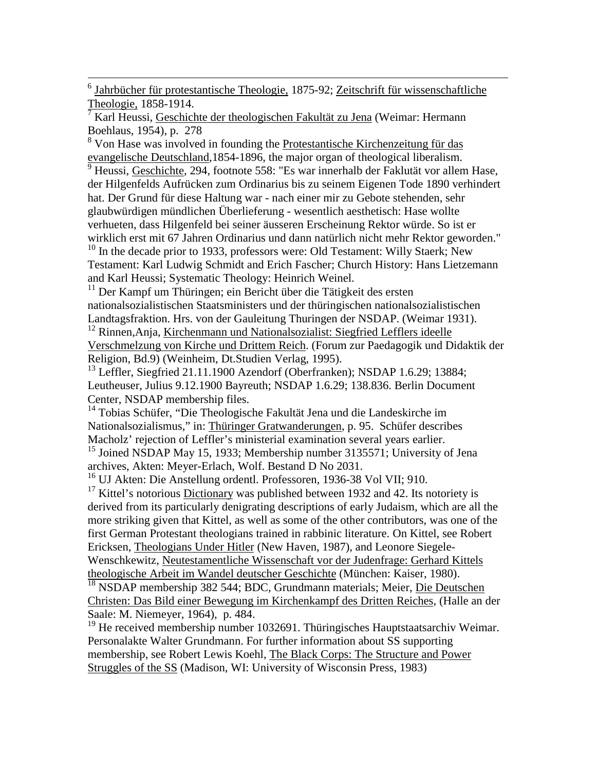[6] Jahrbücher für protestantische Theologie, 1875-92; Zeitschrift für wissenschaftliche Theologie, 1858-1914.

[7] Karl Heussi, Geschichte der theologischen Fakultät zu Jena (Weimar: Hermann Boehlaus, 1954), p. 278

[8] Von Hase was involved in founding the Protestantische Kirchenzeitung für das evangelische Deutschland,1854-1896, the major organ of theological liberalism.

[9] Heussi, Geschichte, 294, footnote 558: "Es war innerhalb der Faklutät vor allem Hase, der Hilgenfelds Aufrücken zum Ordinarius bis zu seinem Eigenen Tode 1890 verhindert hat. Der Grund für diese Haltung war - nach einer mir zu Gebote stehenden, sehr glaubwürdigen mündlichen Überlieferung - wesentlich aesthetisch: Hase wollte verhueten, dass Hilgenfeld bei seiner äusseren Erscheinung Rektor würde. So ist er wirklich erst mit 67 Jahren Ordinarius und dann natürlich nicht mehr Rektor geworden."

[10] In the decade prior to 1933, professors were: Old Testament: Willy Staerk; New Testament: Karl Ludwig Schmidt and Erich Fascher; Church History: Hans Lietzemann and Karl Heussi; Systematic Theology: Heinrich Weinel.

[11] Der Kampf um Thüringen; ein Bericht über die Tätigkeit des ersten nationalsozialistischen Staatsministers und der thüringischen nationalsozialistischen Landtagsfraktion. Hrs. von der Gauleitung Thuringen der NSDAP. (Weimar 1931).

[12] Rinnen,Anja, Kirchenmann und Nationalsozialist: Siegfried Lefflers ideelle Verschmelzung von Kirche und Drittem Reich. (Forum zur Paedagogik und Didaktik der Religion, Bd.9) (Weinheim, Dt.Studien Verlag, 1995).

[13] Leffler, Siegfried 21.11.1900 Azendorf (Oberfranken); NSDAP 1.6.29; 13884; Leutheuser, Julius 9.12.1900 Bayreuth; NSDAP 1.6.29; 138.836. Berlin Document Center, NSDAP membership files.

[14] Tobias Schüfer, "Die Theologische Fakultät Jena und die Landeskirche im Nationalsozialismus," in: Thüringer Gratwanderungen, p. 95. Schüfer describes Macholz' rejection of Leffler's ministerial examination several years earlier.

[15] Joined NSDAP May 15, 1933; Membership number 3135571; University of Jena archives, Akten: Meyer-Erlach, Wolf. Bestand D No 2031.

[16] UJ Akten: Die Anstellung ordentl. Professoren, 1936-38 Vol VII; 910.

[17] Kittel's notorious Dictionary was published between 1932 and 42. Its notoriety is derived from its particularly denigrating descriptions of early Judaism, which are all the more striking given that Kittel, as well as some of the other contributors, was one of the first German Protestant theologians trained in rabbinic literature. On Kittel, see Robert Ericksen, Theologians Under Hitler (New Haven, 1987), and Leonore Siegele-Wenschkewitz, Neutestamentliche Wissenschaft vor der Judenfrage: Gerhard Kittels theologische Arbeit im Wandel deutscher Geschichte (München: Kaiser, 1980).

[18] NSDAP membership 382 544; BDC, Grundmann materials; Meier, Die Deutschen Christen: Das Bild einer Bewegung im Kirchenkampf des Dritten Reiches, (Halle an der Saale: M. Niemeyer, 1964), p. 484.

[19] He received membership number 1032691. Thüringisches Hauptstaatsarchiv Weimar. Personalakte Walter Grundmann. For further information about SS supporting membership, see Robert Lewis Koehl, The Black Corps: The Structure and Power Struggles of the SS (Madison, WI: University of Wisconsin Press, 1983)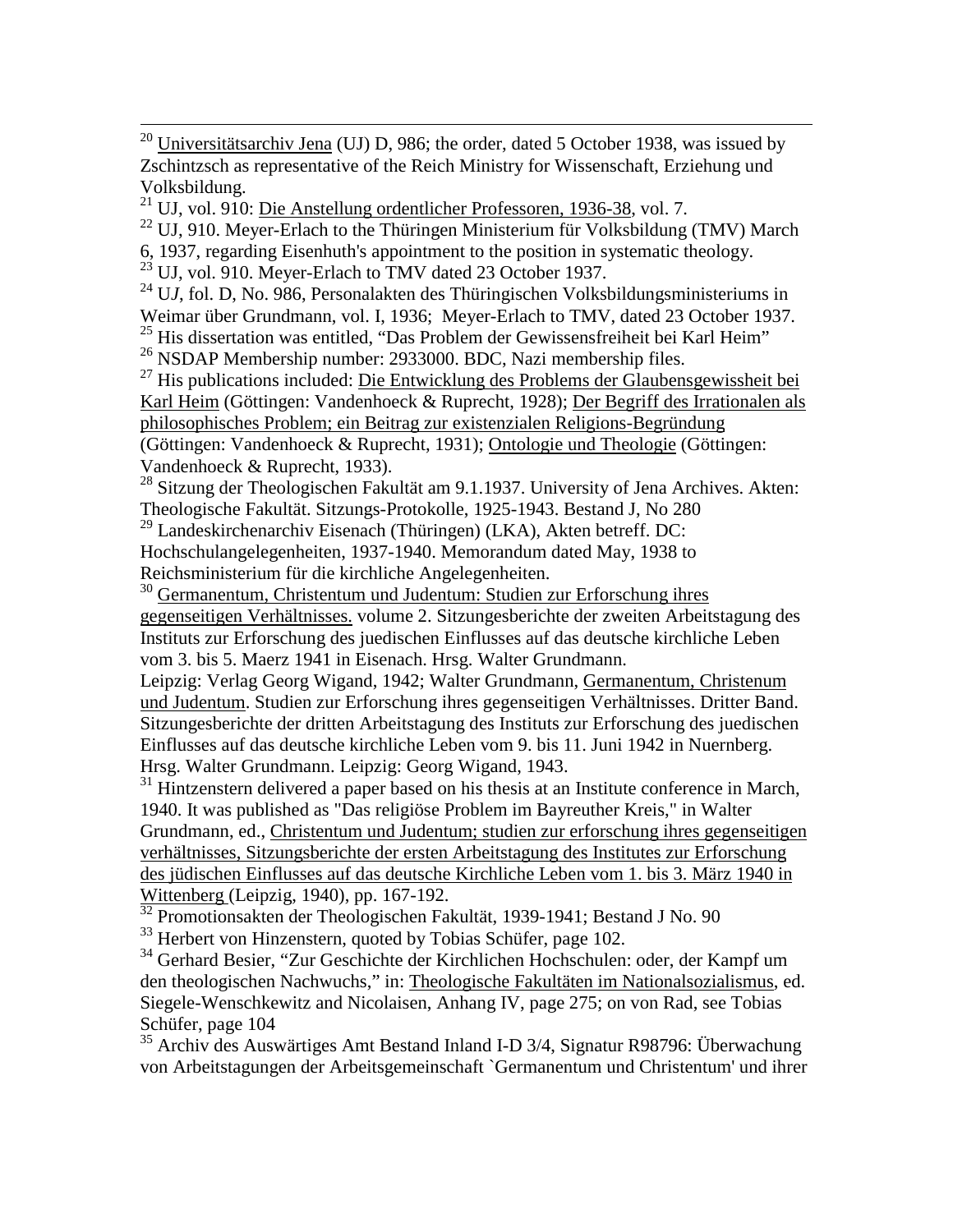[20] Universitätsarchiv Jena (UJ) D, 986; the order, dated 5 October 1938, was issued by Zschintzsch as representative of the Reich Ministry for Wissenschaft, Erziehung und Volksbildung.

[21] UJ, vol. 910: Die Anstellung ordentlicher Professoren, 1936-38, vol. 7.

[22] UJ, 910. Meyer-Erlach to the Thüringen Ministerium für Volksbildung (TMV) March 6, 1937, regarding Eisenhuth's appointment to the position in systematic theology.

[23] UJ, vol. 910. Meyer-Erlach to TMV dated 23 October 1937.

[24] U*J*, fol. D, No. 986, Personalakten des Thüringischen Volksbildungsministeriums in Weimar über Grundmann, vol. I, 1936; Meyer-Erlach to TMV, dated 23 October 1937.

[25] His dissertation was entitled, "Das Problem der Gewissensfreiheit bei Karl Heim"

[26] NSDAP Membership number: 2933000. BDC, Nazi membership files.

[27] His publications included: Die Entwicklung des Problems der Glaubensgewissheit bei Karl Heim (Göttingen: Vandenhoeck & Ruprecht, 1928); Der Begriff des Irrationalen als philosophisches Problem; ein Beitrag zur existenzialen Religions-Begründung (Göttingen: Vandenhoeck & Ruprecht, 1931); Ontologie und Theologie (Göttingen: Vandenhoeck & Ruprecht, 1933).

[28] Sitzung der Theologischen Fakultät am 9.1.1937. University of Jena Archives. Akten: Theologische Fakultät. Sitzungs-Protokolle, 1925-1943. Bestand J, No 280

[29] Landeskirchenarchiv Eisenach (Thüringen) (LKA), Akten betreff. DC: Hochschulangelegenheiten, 1937-1940. Memorandum dated May, 1938 to Reichsministerium für die kirchliche Angelegenheiten.

[30] Germanentum, Christentum und Judentum: Studien zur Erforschung ihres gegenseitigen Verhältnisses. volume 2. Sitzungesberichte der zweiten Arbeitstagung des Instituts zur Erforschung des juedischen Einflusses auf das deutsche kirchliche Leben vom 3. bis 5. Maerz 1941 in Eisenach. Hrsg. Walter Grundmann. Leipzig: Verlag Georg Wigand, 1942; Walter Grundmann, Germanentum, Christenum und Judentum. Studien zur Erforschung ihres gegenseitigen Verhältnisses. Dritter Band. Sitzungesberichte der dritten Arbeitstagung des Instituts zur Erforschung des juedischen Einflusses auf das deutsche kirchliche Leben vom 9. bis 11. Juni 1942 in Nuernberg. Hrsg. Walter Grundmann. Leipzig: Georg Wigand, 1943.

[31] Hintzenstern delivered a paper based on his thesis at an Institute conference in March, 1940. It was published as "Das religiöse Problem im Bayreuther Kreis," in Walter Grundmann, ed., Christentum und Judentum; studien zur erforschung ihres gegenseitigen verhältnisses, Sitzungsberichte der ersten Arbeitstagung des Institutes zur Erforschung des jüdischen Einflusses auf das deutsche Kirchliche Leben vom 1. bis 3. März 1940 in Wittenberg (Leipzig, 1940), pp. 167-192.

[32] Promotionsakten der Theologischen Fakultät, 1939-1941; Bestand J No. 90

[33] Herbert von Hinzenstern, quoted by Tobias Schüfer, page 102.

[34] Gerhard Besier, "Zur Geschichte der Kirchlichen Hochschulen: oder, der Kampf um den theologischen Nachwuchs," in: Theologische Fakultäten im Nationalsozialismus, ed. Siegele-Wenschkewitz and Nicolaisen, Anhang IV, page 275; on von Rad, see Tobias Schüfer, page 104

[35] Archiv des Auswärtiges Amt Bestand Inland I-D 3/4, Signatur R98796: Überwachung von Arbeitstagungen der Arbeitsgemeinschaft `Germanentum und Christentum' und ihrer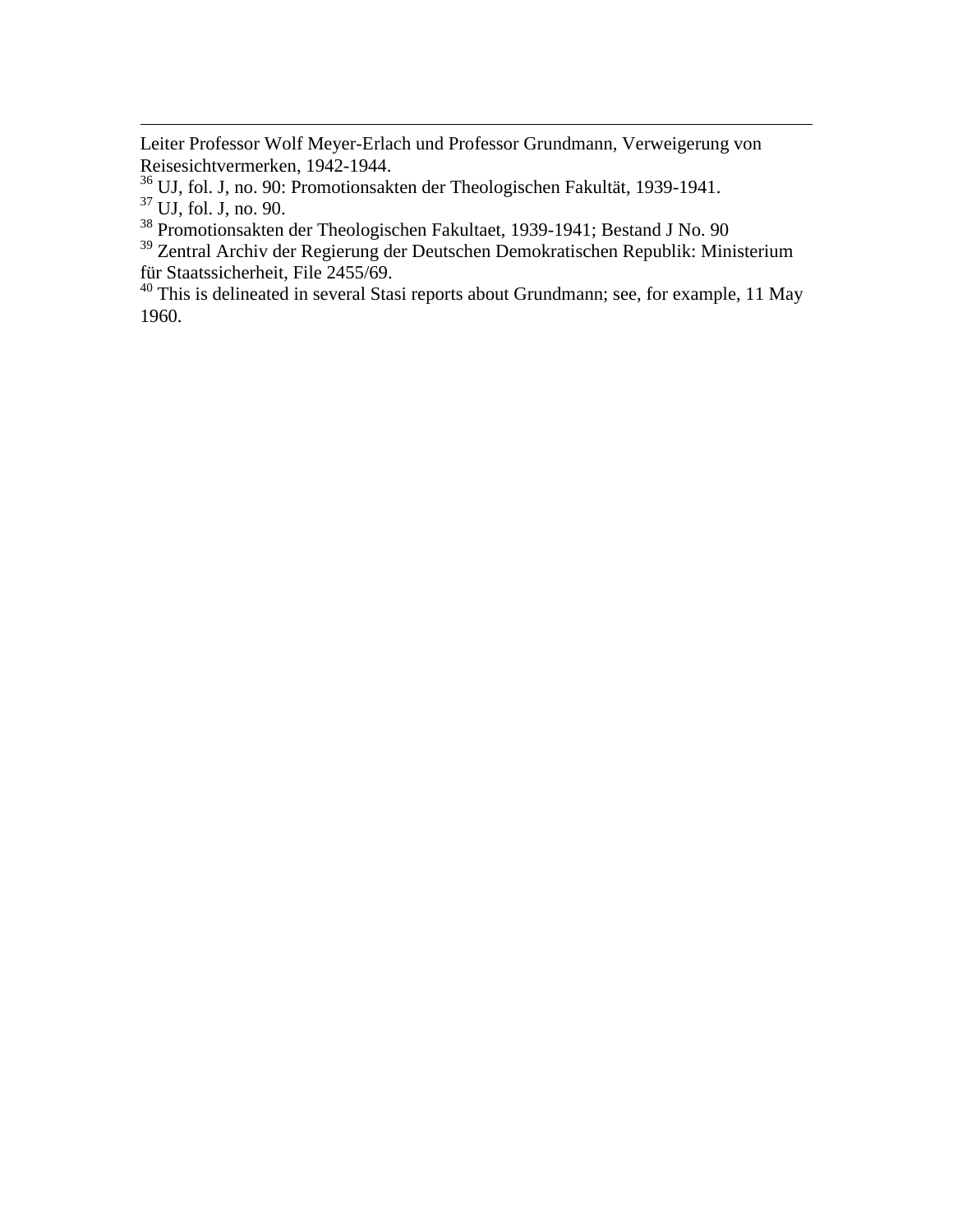Leiter Professor Wolf Meyer-Erlach und Professor Grundmann, Verweigerung von Reisesichtvermerken, 1942-1944.

[36] UJ, fol. J, no. 90: Promotionsakten der Theologischen Fakultät, 1939-1941.

[37] UJ, fol. J, no. 90.

[38] Promotionsakten der Theologischen Fakultaet, 1939-1941; Bestand J No. 90

[39] Zentral Archiv der Regierung der Deutschen Demokratischen Republik: Ministerium für Staatssicherheit, File 2455/69.

[40] This is delineated in several Stasi reports about Grundmann; see, for example, 11 May 1960.